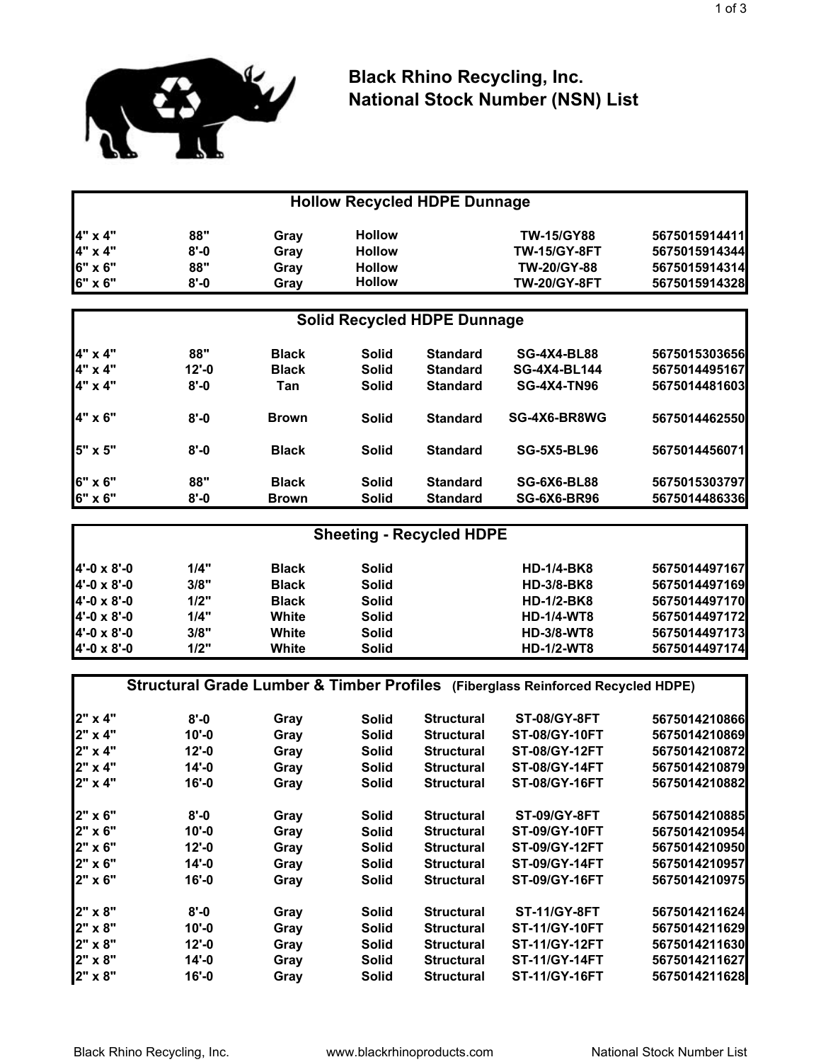# Black Rhino Recycling, Inc.
# National Stock Number (NSN) List

## Hollow Recycled HDPE Dunnage

| | | | | | | |
|---|---|---|---|---|---|---|
| 4" x 4" | 88" | Gray | Hollow | | TW-15/GY88 | 5675015914411 |
| 4" x 4" | 8'-0 | Gray | Hollow | | TW-15/GY-8FT | 5675015914344 |
| 6" x 6" | 88" | Gray | Hollow | | TW-20/GY-88 | 5675015914314 |
| 6" x 6" | 8'-0 | Gray | Hollow | | TW-20/GY-8FT | 5675015914328 |

## Solid Recycled HDPE Dunnage

| | | | | | | |
|---|---|---|---|---|---|---|
| 4" x 4" | 88" | Black | Solid | Standard | SG-4X4-BL88 | 5675015303656 |
| 4" x 4" | 12'-0 | Black | Solid | Standard | SG-4X4-BL144 | 5675014495167 |
| 4" x 4" | 8'-0 | Tan | Solid | Standard | SG-4X4-TN96 | 5675014481603 |
| 4" x 6" | 8'-0 | Brown | Solid | Standard | SG-4X6-BR8WG | 5675014462550 |
| 5" x 5" | 8'-0 | Black | Solid | Standard | SG-5X5-BL96 | 5675014456071 |
| 6" x 6" | 88" | Black | Solid | Standard | SG-6X6-BL88 | 5675015303797 |
| 6" x 6" | 8'-0 | Brown | Solid | Standard | SG-6X6-BR96 | 5675014486336 |

## Sheeting - Recycled HDPE

| | | | | | |
|---|---|---|---|---|---|
| 4'-0 x 8'-0 | 1/4" | Black | Solid | HD-1/4-BK8 | 5675014497167 |
| 4'-0 x 8'-0 | 3/8" | Black | Solid | HD-3/8-BK8 | 5675014497169 |
| 4'-0 x 8'-0 | 1/2" | Black | Solid | HD-1/2-BK8 | 5675014497170 |
| 4'-0 x 8'-0 | 1/4" | White | Solid | HD-1/4-WT8 | 5675014497172 |
| 4'-0 x 8'-0 | 3/8" | White | Solid | HD-3/8-WT8 | 5675014497173 |
| 4'-0 x 8'-0 | 1/2" | White | Solid | HD-1/2-WT8 | 5675014497174 |

## Structural Grade Lumber & Timber Profiles (Fiberglass Reinforced Recycled HDPE)

| | | | | | | |
|---|---|---|---|---|---|---|
| 2" x 4" | 8'-0 | Gray | Solid | Structural | ST-08/GY-8FT | 5675014210866 |
| 2" x 4" | 10'-0 | Gray | Solid | Structural | ST-08/GY-10FT | 5675014210869 |
| 2" x 4" | 12'-0 | Gray | Solid | Structural | ST-08/GY-12FT | 5675014210872 |
| 2" x 4" | 14'-0 | Gray | Solid | Structural | ST-08/GY-14FT | 5675014210879 |
| 2" x 4" | 16'-0 | Gray | Solid | Structural | ST-08/GY-16FT | 5675014210882 |
| 2" x 6" | 8'-0 | Gray | Solid | Structural | ST-09/GY-8FT | 5675014210885 |
| 2" x 6" | 10'-0 | Gray | Solid | Structural | ST-09/GY-10FT | 5675014210954 |
| 2" x 6" | 12'-0 | Gray | Solid | Structural | ST-09/GY-12FT | 5675014210950 |
| 2" x 6" | 14'-0 | Gray | Solid | Structural | ST-09/GY-14FT | 5675014210957 |
| 2" x 6" | 16'-0 | Gray | Solid | Structural | ST-09/GY-16FT | 5675014210975 |
| 2" x 8" | 8'-0 | Gray | Solid | Structural | ST-11/GY-8FT | 5675014211624 |
| 2" x 8" | 10'-0 | Gray | Solid | Structural | ST-11/GY-10FT | 5675014211629 |
| 2" x 8" | 12'-0 | Gray | Solid | Structural | ST-11/GY-12FT | 5675014211630 |
| 2" x 8" | 14'-0 | Gray | Solid | Structural | ST-11/GY-14FT | 5675014211627 |
| 2" x 8" | 16'-0 | Gray | Solid | Structural | ST-11/GY-16FT | 5675014211628 |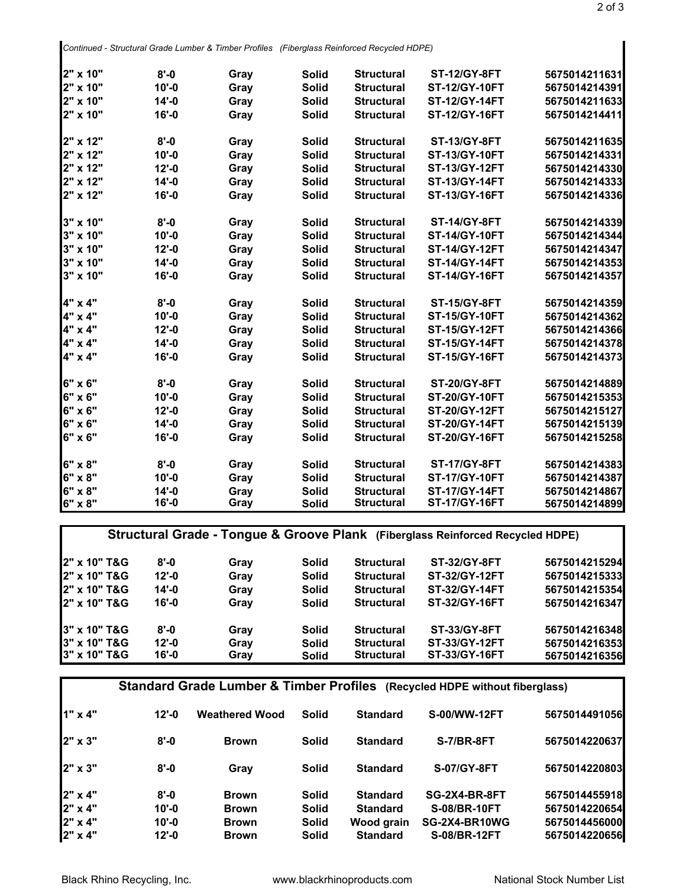*Continued - Structural Grade Lumber & Timber Profiles (Fiberglass Reinforced Recycled HDPE)*

| | | | | | | |
|---|---|---|---|---|---|---|
| 2" x 10" | 8'-0 | Gray | Solid | Structural | ST-12/GY-8FT | 5675014211631 |
| 2" x 10" | 10'-0 | Gray | Solid | Structural | ST-12/GY-10FT | 5675014214391 |
| 2" x 10" | 14'-0 | Gray | Solid | Structural | ST-12/GY-14FT | 5675014211633 |
| 2" x 10" | 16'-0 | Gray | Solid | Structural | ST-12/GY-16FT | 5675014214411 |
| 2" x 12" | 8'-0 | Gray | Solid | Structural | ST-13/GY-8FT | 5675014211635 |
| 2" x 12" | 10'-0 | Gray | Solid | Structural | ST-13/GY-10FT | 5675014214331 |
| 2" x 12" | 12'-0 | Gray | Solid | Structural | ST-13/GY-12FT | 5675014214330 |
| 2" x 12" | 14'-0 | Gray | Solid | Structural | ST-13/GY-14FT | 5675014214333 |
| 2" x 12" | 16'-0 | Gray | Solid | Structural | ST-13/GY-16FT | 5675014214336 |
| 3" x 10" | 8'-0 | Gray | Solid | Structural | ST-14/GY-8FT | 5675014214339 |
| 3" x 10" | 10'-0 | Gray | Solid | Structural | ST-14/GY-10FT | 5675014214344 |
| 3" x 10" | 12'-0 | Gray | Solid | Structural | ST-14/GY-12FT | 5675014214347 |
| 3" x 10" | 14'-0 | Gray | Solid | Structural | ST-14/GY-14FT | 5675014214353 |
| 3" x 10" | 16'-0 | Gray | Solid | Structural | ST-14/GY-16FT | 5675014214357 |
| 4" x 4" | 8'-0 | Gray | Solid | Structural | ST-15/GY-8FT | 5675014214359 |
| 4" x 4" | 10'-0 | Gray | Solid | Structural | ST-15/GY-10FT | 5675014214362 |
| 4" x 4" | 12'-0 | Gray | Solid | Structural | ST-15/GY-12FT | 5675014214366 |
| 4" x 4" | 14'-0 | Gray | Solid | Structural | ST-15/GY-14FT | 5675014214378 |
| 4" x 4" | 16'-0 | Gray | Solid | Structural | ST-15/GY-16FT | 5675014214373 |
| 6" x 6" | 8'-0 | Gray | Solid | Structural | ST-20/GY-8FT | 5675014214889 |
| 6" x 6" | 10'-0 | Gray | Solid | Structural | ST-20/GY-10FT | 5675014215353 |
| 6" x 6" | 12'-0 | Gray | Solid | Structural | ST-20/GY-12FT | 5675014215127 |
| 6" x 6" | 14'-0 | Gray | Solid | Structural | ST-20/GY-14FT | 5675014215139 |
| 6" x 6" | 16'-0 | Gray | Solid | Structural | ST-20/GY-16FT | 5675014215258 |
| 6" x 8" | 8'-0 | Gray | Solid | Structural | ST-17/GY-8FT | 5675014214383 |
| 6" x 8" | 10'-0 | Gray | Solid | Structural | ST-17/GY-10FT | 5675014214387 |
| 6" x 8" | 14'-0 | Gray | Solid | Structural | ST-17/GY-14FT | 5675014214867 |
| 6" x 8" | 16'-0 | Gray | Solid | Structural | ST-17/GY-16FT | 5675014214899 |

## Structural Grade - Tongue & Groove Plank (Fiberglass Reinforced Recycled HDPE)

| | | | | | | |
|---|---|---|---|---|---|---|
| 2" x 10" T&G | 8'-0 | Gray | Solid | Structural | ST-32/GY-8FT | 5675014215294 |
| 2" x 10" T&G | 12'-0 | Gray | Solid | Structural | ST-32/GY-12FT | 5675014215333 |
| 2" x 10" T&G | 14'-0 | Gray | Solid | Structural | ST-32/GY-14FT | 5675014215354 |
| 2" x 10" T&G | 16'-0 | Gray | Solid | Structural | ST-32/GY-16FT | 5675014216347 |
| 3" x 10" T&G | 8'-0 | Gray | Solid | Structural | ST-33/GY-8FT | 5675014216348 |
| 3" x 10" T&G | 12'-0 | Gray | Solid | Structural | ST-33/GY-12FT | 5675014216353 |
| 3" x 10" T&G | 16'-0 | Gray | Solid | Structural | ST-33/GY-16FT | 5675014216356 |

## Standard Grade Lumber & Timber Profiles (Recycled HDPE without fiberglass)

| | | | | | | |
|---|---|---|---|---|---|---|
| 1" x 4" | 12'-0 | Weathered Wood | Solid | Standard | S-00/WW-12FT | 5675014491056 |
| 2" x 3" | 8'-0 | Brown | Solid | Standard | S-7/BR-8FT | 5675014220637 |
| 2" x 3" | 8'-0 | Gray | Solid | Standard | S-07/GY-8FT | 5675014220803 |
| 2" x 4" | 8'-0 | Brown | Solid | Standard | SG-2X4-BR-8FT | 5675014455918 |
| 2" x 4" | 10'-0 | Brown | Solid | Standard | S-08/BR-10FT | 5675014220654 |
| 2" x 4" | 10'-0 | Brown | Solid | Wood grain | SG-2X4-BR10WG | 5675014456000 |
| 2" x 4" | 12'-0 | Brown | Solid | Standard | S-08/BR-12FT | 5675014220656 |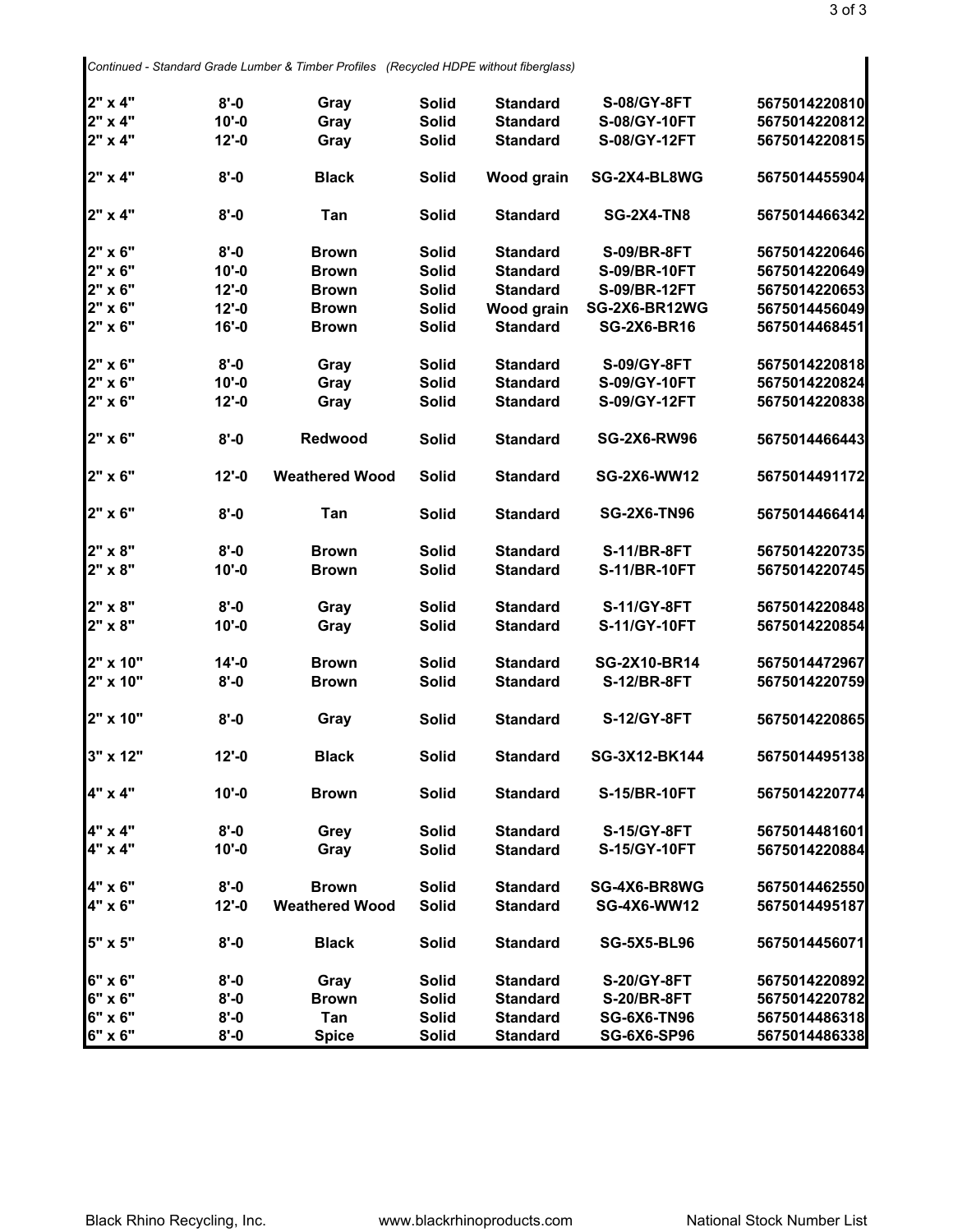*Continued - Standard Grade Lumber & Timber Profiles (Recycled HDPE without fiberglass)*

| | | | | | | |
|---|---|---|---|---|---|---|
| **2" x 4"** | **8'-0** | **Gray** | **Solid** | **Standard** | **S-08/GY-8FT** | **5675014220810** |
| **2" x 4"** | **10'-0** | **Gray** | **Solid** | **Standard** | **S-08/GY-10FT** | **5675014220812** |
| **2" x 4"** | **12'-0** | **Gray** | **Solid** | **Standard** | **S-08/GY-12FT** | **5675014220815** |
| **2" x 4"** | **8'-0** | **Black** | **Solid** | **Wood grain** | **SG-2X4-BL8WG** | **5675014455904** |
| **2" x 4"** | **8'-0** | **Tan** | **Solid** | **Standard** | **SG-2X4-TN8** | **5675014466342** |
| **2" x 6"** | **8'-0** | **Brown** | **Solid** | **Standard** | **S-09/BR-8FT** | **5675014220646** |
| **2" x 6"** | **10'-0** | **Brown** | **Solid** | **Standard** | **S-09/BR-10FT** | **5675014220649** |
| **2" x 6"** | **12'-0** | **Brown** | **Solid** | **Standard** | **S-09/BR-12FT** | **5675014220653** |
| **2" x 6"** | **12'-0** | **Brown** | **Solid** | **Wood grain** | **SG-2X6-BR12WG** | **5675014456049** |
| **2" x 6"** | **16'-0** | **Brown** | **Solid** | **Standard** | **SG-2X6-BR16** | **5675014468451** |
| **2" x 6"** | **8'-0** | **Gray** | **Solid** | **Standard** | **S-09/GY-8FT** | **5675014220818** |
| **2" x 6"** | **10'-0** | **Gray** | **Solid** | **Standard** | **S-09/GY-10FT** | **5675014220824** |
| **2" x 6"** | **12'-0** | **Gray** | **Solid** | **Standard** | **S-09/GY-12FT** | **5675014220838** |
| **2" x 6"** | **8'-0** | **Redwood** | **Solid** | **Standard** | **SG-2X6-RW96** | **5675014466443** |
| **2" x 6"** | **12'-0** | **Weathered Wood** | **Solid** | **Standard** | **SG-2X6-WW12** | **5675014491172** |
| **2" x 6"** | **8'-0** | **Tan** | **Solid** | **Standard** | **SG-2X6-TN96** | **5675014466414** |
| **2" x 8"** | **8'-0** | **Brown** | **Solid** | **Standard** | **S-11/BR-8FT** | **5675014220735** |
| **2" x 8"** | **10'-0** | **Brown** | **Solid** | **Standard** | **S-11/BR-10FT** | **5675014220745** |
| **2" x 8"** | **8'-0** | **Gray** | **Solid** | **Standard** | **S-11/GY-8FT** | **5675014220848** |
| **2" x 8"** | **10'-0** | **Gray** | **Solid** | **Standard** | **S-11/GY-10FT** | **5675014220854** |
| **2" x 10"** | **14'-0** | **Brown** | **Solid** | **Standard** | **SG-2X10-BR14** | **5675014472967** |
| **2" x 10"** | **8'-0** | **Brown** | **Solid** | **Standard** | **S-12/BR-8FT** | **5675014220759** |
| **2" x 10"** | **8'-0** | **Gray** | **Solid** | **Standard** | **S-12/GY-8FT** | **5675014220865** |
| **3" x 12"** | **12'-0** | **Black** | **Solid** | **Standard** | **SG-3X12-BK144** | **5675014495138** |
| **4" x 4"** | **10'-0** | **Brown** | **Solid** | **Standard** | **S-15/BR-10FT** | **5675014220774** |
| **4" x 4"** | **8'-0** | **Grey** | **Solid** | **Standard** | **S-15/GY-8FT** | **5675014481601** |
| **4" x 4"** | **10'-0** | **Gray** | **Solid** | **Standard** | **S-15/GY-10FT** | **5675014220884** |
| **4" x 6"** | **8'-0** | **Brown** | **Solid** | **Standard** | **SG-4X6-BR8WG** | **5675014462550** |
| **4" x 6"** | **12'-0** | **Weathered Wood** | **Solid** | **Standard** | **SG-4X6-WW12** | **5675014495187** |
| **5" x 5"** | **8'-0** | **Black** | **Solid** | **Standard** | **SG-5X5-BL96** | **5675014456071** |
| **6" x 6"** | **8'-0** | **Gray** | **Solid** | **Standard** | **S-20/GY-8FT** | **5675014220892** |
| **6" x 6"** | **8'-0** | **Brown** | **Solid** | **Standard** | **S-20/BR-8FT** | **5675014220782** |
| **6" x 6"** | **8'-0** | **Tan** | **Solid** | **Standard** | **SG-6X6-TN96** | **5675014486318** |
| **6" x 6"** | **8'-0** | **Spice** | **Solid** | **Standard** | **SG-6X6-SP96** | **5675014486338** |

Black Rhino Recycling, Inc. www.blackrhinoproducts.com National Stock Number List